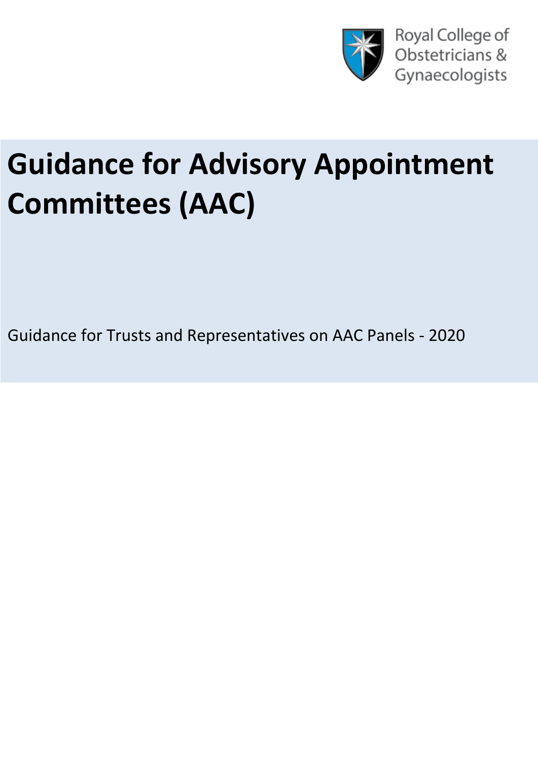Royal College of Obstetricians & Gynaecologists

# Guidance for Advisory Appointment Committees (AAC)

Guidance for Trusts and Representatives on AAC Panels - 2020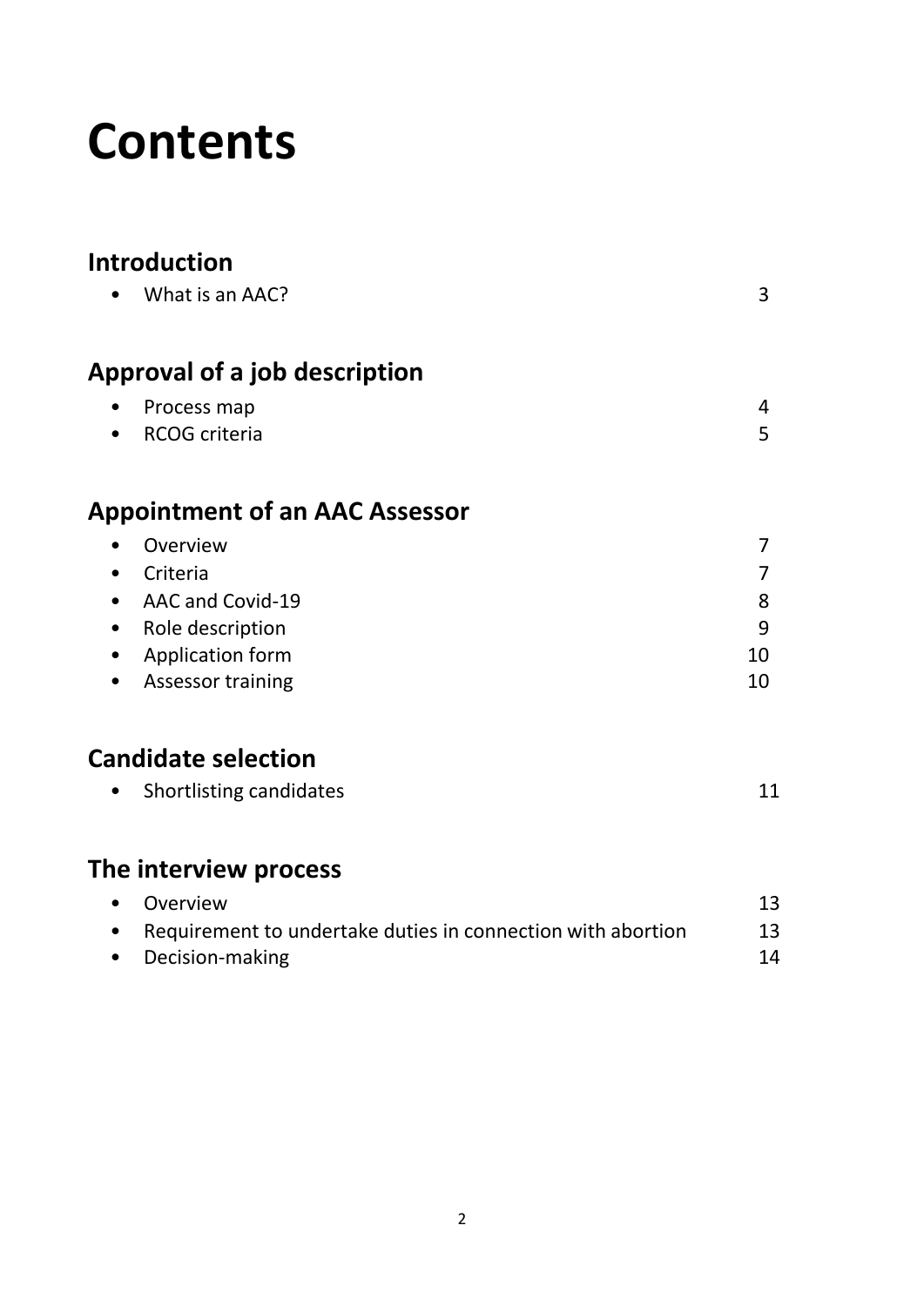# Contents

## Introduction

- What is an AAC? 3

## Approval of a job description

- Process map 4
- RCOG criteria 5

## Appointment of an AAC Assessor

- Overview 7
- Criteria 7
- AAC and Covid-19 8
- Role description 9
- Application form 10
- Assessor training 10

## Candidate selection

- Shortlisting candidates 11

## The interview process

- Overview 13
- Requirement to undertake duties in connection with abortion 13
- Decision-making 14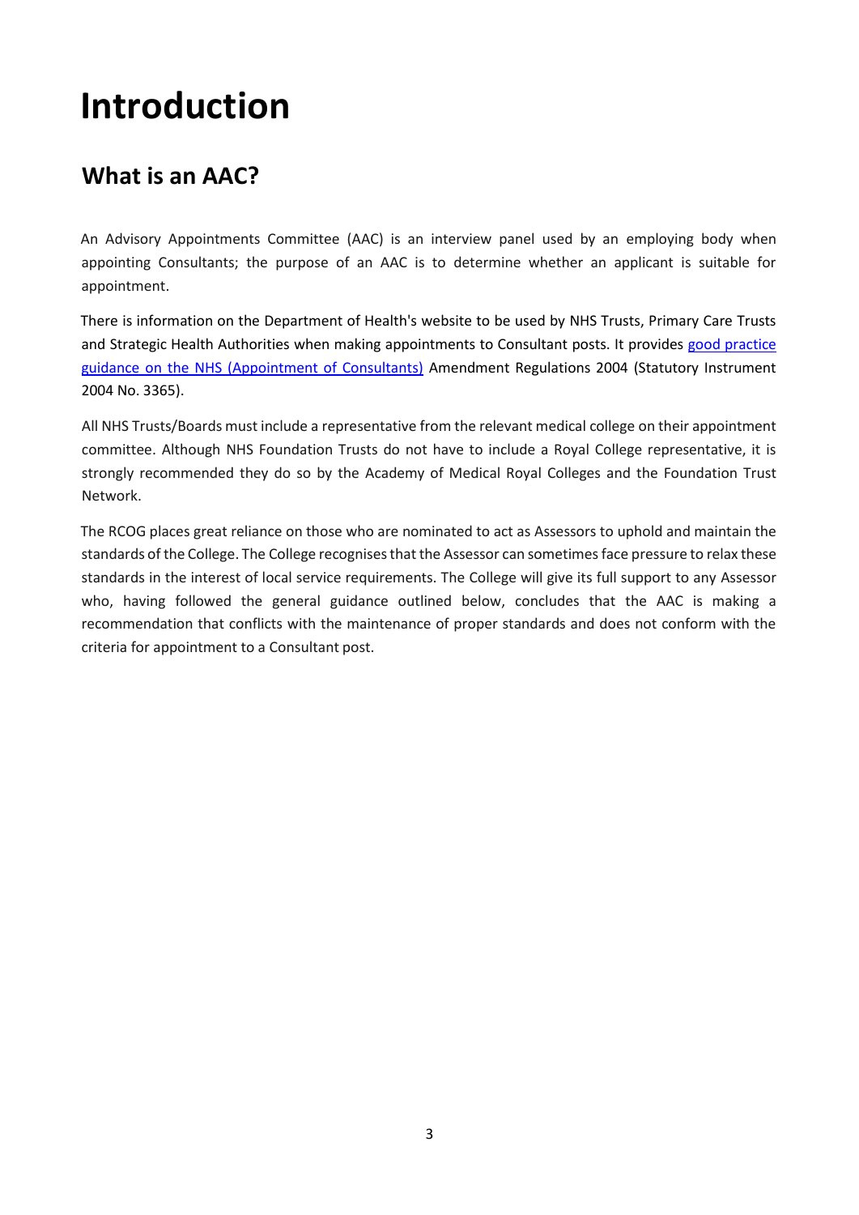# Introduction

## What is an AAC?

An Advisory Appointments Committee (AAC) is an interview panel used by an employing body when appointing Consultants; the purpose of an AAC is to determine whether an applicant is suitable for appointment.

There is information on the Department of Health's website to be used by NHS Trusts, Primary Care Trusts and Strategic Health Authorities when making appointments to Consultant posts. It provides good practice guidance on the NHS (Appointment of Consultants) Amendment Regulations 2004 (Statutory Instrument 2004 No. 3365).

All NHS Trusts/Boards must include a representative from the relevant medical college on their appointment committee. Although NHS Foundation Trusts do not have to include a Royal College representative, it is strongly recommended they do so by the Academy of Medical Royal Colleges and the Foundation Trust Network.

The RCOG places great reliance on those who are nominated to act as Assessors to uphold and maintain the standards of the College. The College recognises that the Assessor can sometimes face pressure to relax these standards in the interest of local service requirements. The College will give its full support to any Assessor who, having followed the general guidance outlined below, concludes that the AAC is making a recommendation that conflicts with the maintenance of proper standards and does not conform with the criteria for appointment to a Consultant post.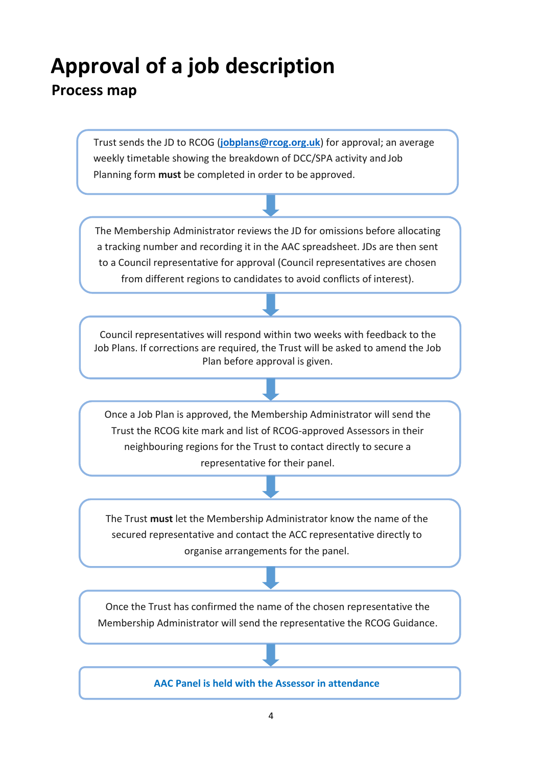# Approval of a job description

## Process map

Trust sends the JD to RCOG (**jobplans@rcog.org.uk**) for approval; an average weekly timetable showing the breakdown of DCC/SPA activity and Job Planning form **must** be completed in order to be approved.

↓

The Membership Administrator reviews the JD for omissions before allocating a tracking number and recording it in the AAC spreadsheet. JDs are then sent to a Council representative for approval (Council representatives are chosen from different regions to candidates to avoid conflicts of interest).

↓

Council representatives will respond within two weeks with feedback to the Job Plans. If corrections are required, the Trust will be asked to amend the Job Plan before approval is given.

↓

Once a Job Plan is approved, the Membership Administrator will send the Trust the RCOG kite mark and list of RCOG-approved Assessors in their neighbouring regions for the Trust to contact directly to secure a representative for their panel.

↓

The Trust **must** let the Membership Administrator know the name of the secured representative and contact the ACC representative directly to organise arrangements for the panel.

↓

Once the Trust has confirmed the name of the chosen representative the Membership Administrator will send the representative the RCOG Guidance.

↓

**AAC Panel is held with the Assessor in attendance**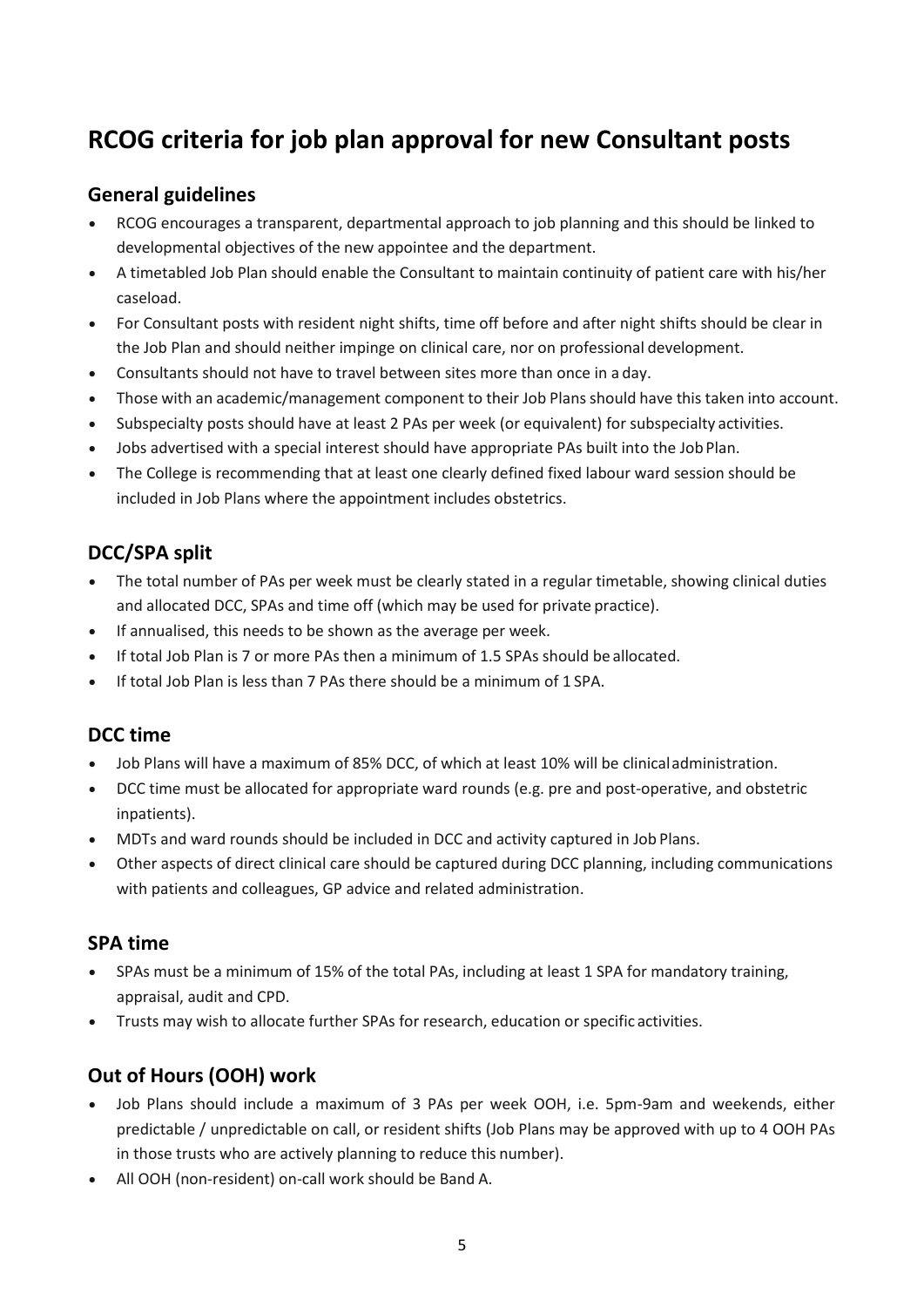# RCOG criteria for job plan approval for new Consultant posts

## General guidelines

- RCOG encourages a transparent, departmental approach to job planning and this should be linked to developmental objectives of the new appointee and the department.
- A timetabled Job Plan should enable the Consultant to maintain continuity of patient care with his/her caseload.
- For Consultant posts with resident night shifts, time off before and after night shifts should be clear in the Job Plan and should neither impinge on clinical care, nor on professional development.
- Consultants should not have to travel between sites more than once in a day.
- Those with an academic/management component to their Job Plans should have this taken into account.
- Subspecialty posts should have at least 2 PAs per week (or equivalent) for subspecialty activities.
- Jobs advertised with a special interest should have appropriate PAs built into the Job Plan.
- The College is recommending that at least one clearly defined fixed labour ward session should be included in Job Plans where the appointment includes obstetrics.

## DCC/SPA split

- The total number of PAs per week must be clearly stated in a regular timetable, showing clinical duties and allocated DCC, SPAs and time off (which may be used for private practice).
- If annualised, this needs to be shown as the average per week.
- If total Job Plan is 7 or more PAs then a minimum of 1.5 SPAs should be allocated.
- If total Job Plan is less than 7 PAs there should be a minimum of 1 SPA.

## DCC time

- Job Plans will have a maximum of 85% DCC, of which at least 10% will be clinical administration.
- DCC time must be allocated for appropriate ward rounds (e.g. pre and post-operative, and obstetric inpatients).
- MDTs and ward rounds should be included in DCC and activity captured in Job Plans.
- Other aspects of direct clinical care should be captured during DCC planning, including communications with patients and colleagues, GP advice and related administration.

## SPA time

- SPAs must be a minimum of 15% of the total PAs, including at least 1 SPA for mandatory training, appraisal, audit and CPD.
- Trusts may wish to allocate further SPAs for research, education or specific activities.

## Out of Hours (OOH) work

- Job Plans should include a maximum of 3 PAs per week OOH, i.e. 5pm-9am and weekends, either predictable / unpredictable on call, or resident shifts (Job Plans may be approved with up to 4 OOH PAs in those trusts who are actively planning to reduce this number).
- All OOH (non-resident) on-call work should be Band A.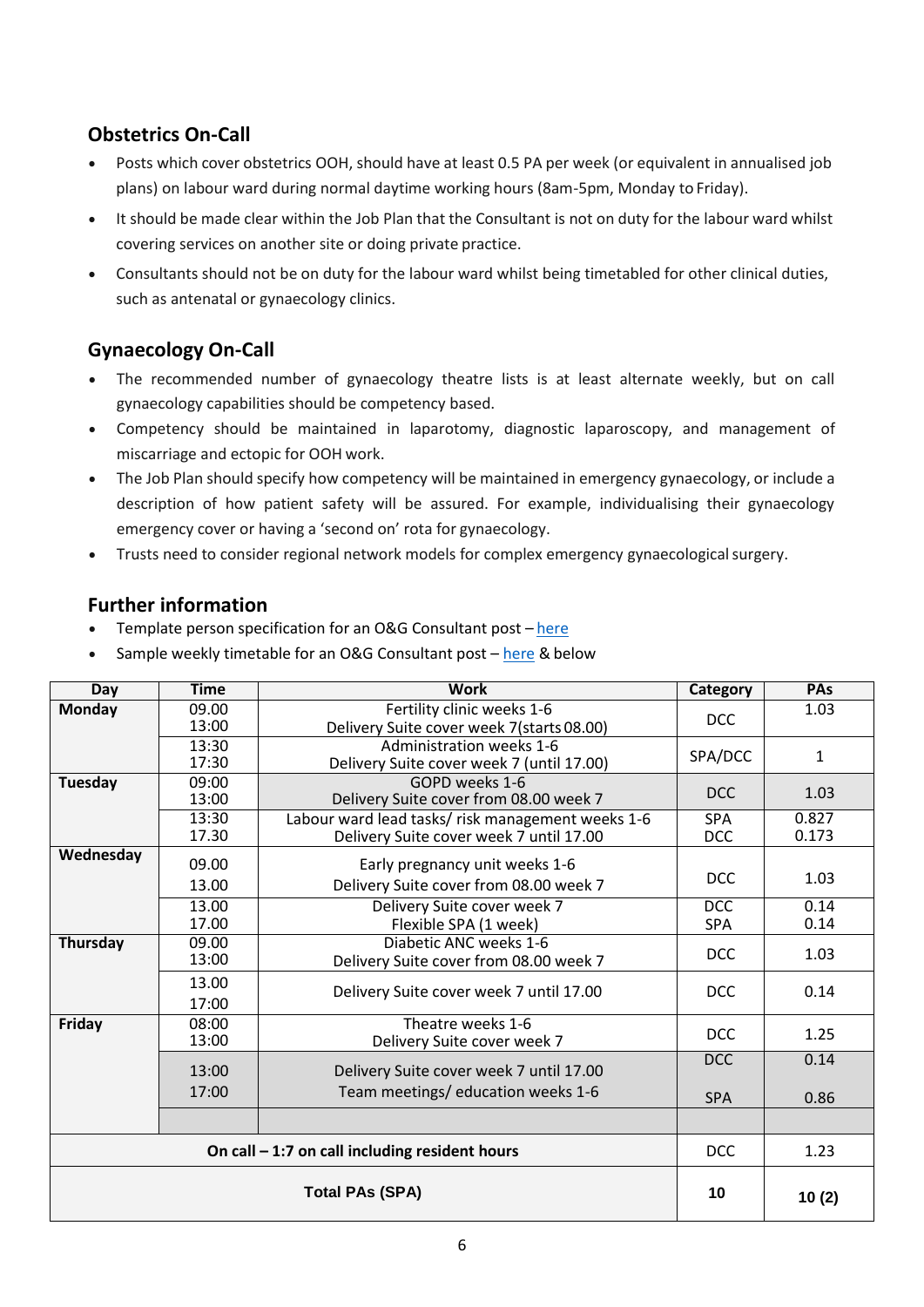## Obstetrics On-Call

- Posts which cover obstetrics OOH, should have at least 0.5 PA per week (or equivalent in annualised job plans) on labour ward during normal daytime working hours (8am-5pm, Monday to Friday).
- It should be made clear within the Job Plan that the Consultant is not on duty for the labour ward whilst covering services on another site or doing private practice.
- Consultants should not be on duty for the labour ward whilst being timetabled for other clinical duties, such as antenatal or gynaecology clinics.

## Gynaecology On-Call

- The recommended number of gynaecology theatre lists is at least alternate weekly, but on call gynaecology capabilities should be competency based.
- Competency should be maintained in laparotomy, diagnostic laparoscopy, and management of miscarriage and ectopic for OOH work.
- The Job Plan should specify how competency will be maintained in emergency gynaecology, or include a description of how patient safety will be assured. For example, individualising their gynaecology emergency cover or having a 'second on' rota for gynaecology.
- Trusts need to consider regional network models for complex emergency gynaecological surgery.

## Further information

- Template person specification for an O&G Consultant post – here
- Sample weekly timetable for an O&G Consultant post – here & below

| Day | Time | Work | Category | PAs |
|---|---|---|---|---|
| **Monday** | 09.00<br>13:00 | Fertility clinic weeks 1-6<br>Delivery Suite cover week 7(starts 08.00) | DCC | 1.03 |
| | 13:30<br>17:30 | Administration weeks 1-6<br>Delivery Suite cover week 7 (until 17.00) | SPA/DCC | 1 |
| **Tuesday** | 09:00<br>13:00 | GOPD weeks 1-6<br>Delivery Suite cover from 08.00 week 7 | DCC | 1.03 |
| | 13:30<br>17.30 | Labour ward lead tasks/ risk management weeks 1-6<br>Delivery Suite cover week 7 until 17.00 | SPA<br>DCC | 0.827<br>0.173 |
| **Wednesday** | 09.00<br>13.00 | Early pregnancy unit weeks 1-6<br>Delivery Suite cover from 08.00 week 7 | DCC | 1.03 |
| | 13.00<br>17.00 | Delivery Suite cover week 7<br>Flexible SPA (1 week) | DCC<br>SPA | 0.14<br>0.14 |
| **Thursday** | 09.00<br>13:00 | Diabetic ANC weeks 1-6<br>Delivery Suite cover from 08.00 week 7 | DCC | 1.03 |
| | 13.00<br>17:00 | Delivery Suite cover week 7 until 17.00 | DCC | 0.14 |
| **Friday** | 08:00<br>13:00 | Theatre weeks 1-6<br>Delivery Suite cover week 7 | DCC | 1.25 |
| | 13:00<br>17:00 | Delivery Suite cover week 7 until 17.00<br>Team meetings/ education weeks 1-6 | DCC<br>SPA | 0.14<br>0.86 |
| | | | | |
| **On call – 1:7 on call including resident hours** | | | DCC | 1.23 |
| **Total PAs (SPA)** | | | **10** | **10 (2)** |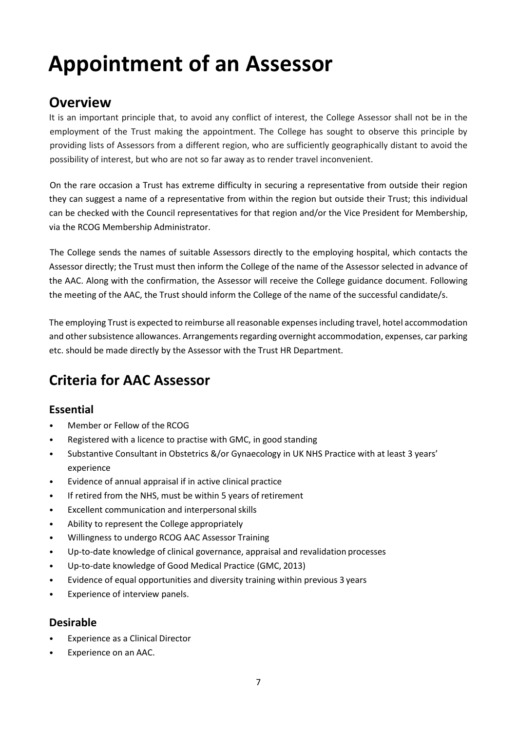# Appointment of an Assessor

## Overview

It is an important principle that, to avoid any conflict of interest, the College Assessor shall not be in the employment of the Trust making the appointment. The College has sought to observe this principle by providing lists of Assessors from a different region, who are sufficiently geographically distant to avoid the possibility of interest, but who are not so far away as to render travel inconvenient.

On the rare occasion a Trust has extreme difficulty in securing a representative from outside their region they can suggest a name of a representative from within the region but outside their Trust; this individual can be checked with the Council representatives for that region and/or the Vice President for Membership, via the RCOG Membership Administrator.

The College sends the names of suitable Assessors directly to the employing hospital, which contacts the Assessor directly; the Trust must then inform the College of the name of the Assessor selected in advance of the AAC. Along with the confirmation, the Assessor will receive the College guidance document. Following the meeting of the AAC, the Trust should inform the College of the name of the successful candidate/s.

The employing Trust is expected to reimburse all reasonable expenses including travel, hotel accommodation and other subsistence allowances. Arrangements regarding overnight accommodation, expenses, car parking etc. should be made directly by the Assessor with the Trust HR Department.

## Criteria for AAC Assessor

### Essential

- Member or Fellow of the RCOG
- Registered with a licence to practise with GMC, in good standing
- Substantive Consultant in Obstetrics &/or Gynaecology in UK NHS Practice with at least 3 years' experience
- Evidence of annual appraisal if in active clinical practice
- If retired from the NHS, must be within 5 years of retirement
- Excellent communication and interpersonal skills
- Ability to represent the College appropriately
- Willingness to undergo RCOG AAC Assessor Training
- Up-to-date knowledge of clinical governance, appraisal and revalidation processes
- Up-to-date knowledge of Good Medical Practice (GMC, 2013)
- Evidence of equal opportunities and diversity training within previous 3 years
- Experience of interview panels.

### Desirable

- Experience as a Clinical Director
- Experience on an AAC.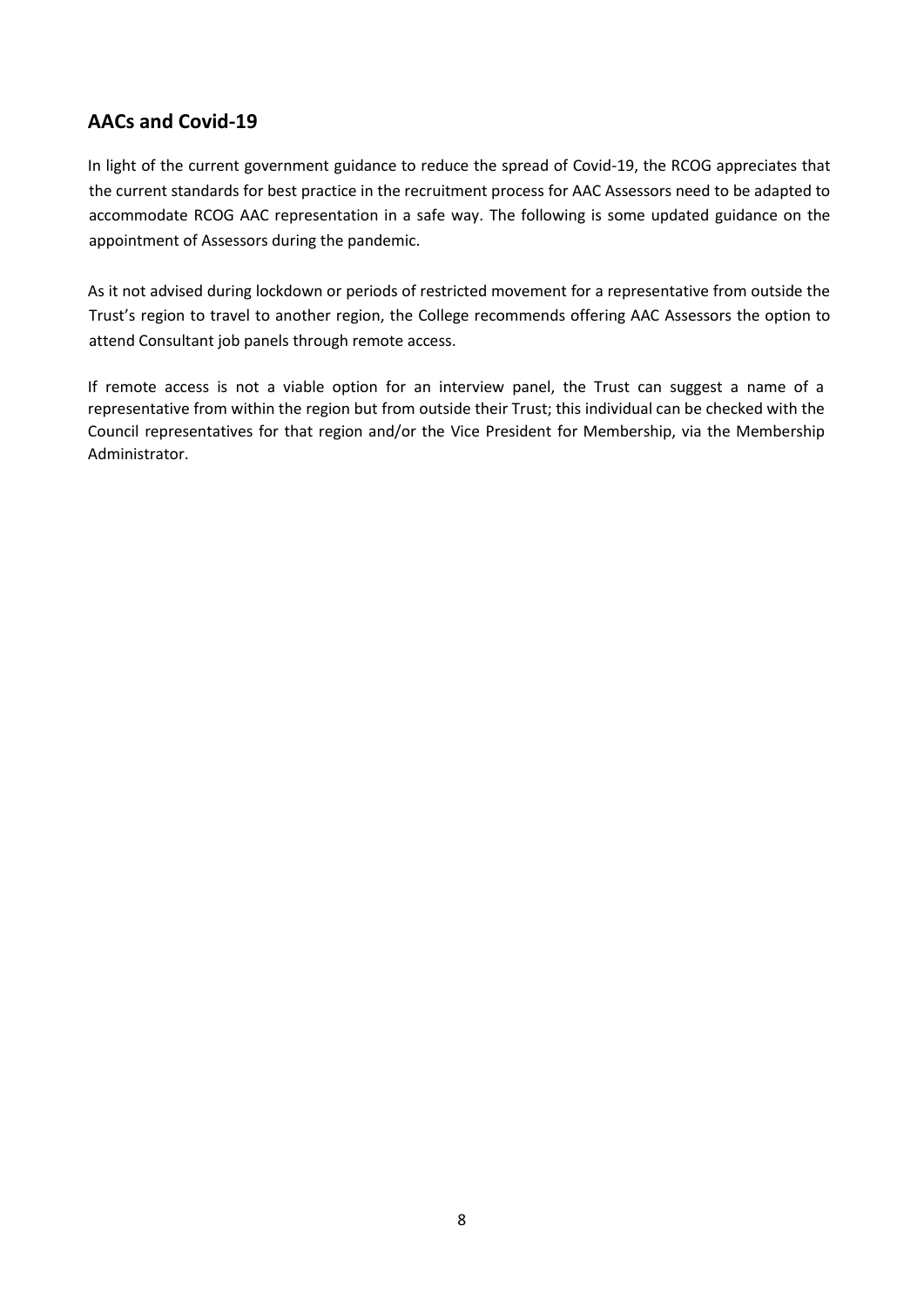## AACs and Covid-19

In light of the current government guidance to reduce the spread of Covid-19, the RCOG appreciates that the current standards for best practice in the recruitment process for AAC Assessors need to be adapted to accommodate RCOG AAC representation in a safe way. The following is some updated guidance on the appointment of Assessors during the pandemic.

As it not advised during lockdown or periods of restricted movement for a representative from outside the Trust's region to travel to another region, the College recommends offering AAC Assessors the option to attend Consultant job panels through remote access.

If remote access is not a viable option for an interview panel, the Trust can suggest a name of a representative from within the region but from outside their Trust; this individual can be checked with the Council representatives for that region and/or the Vice President for Membership, via the Membership Administrator.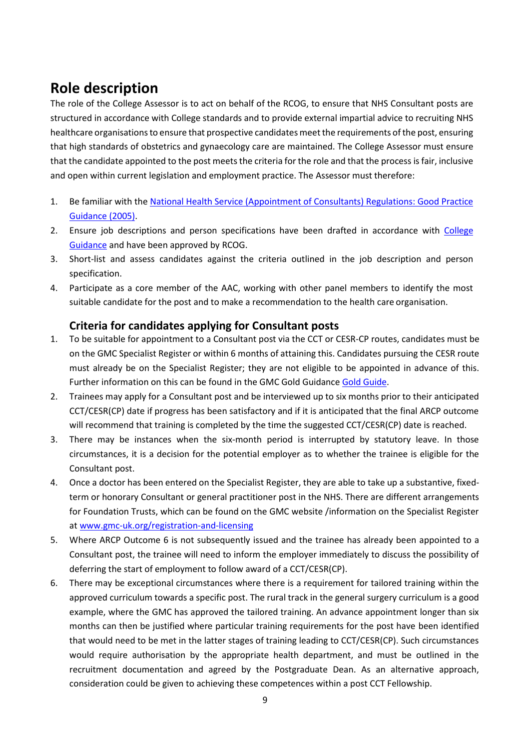## Role description

The role of the College Assessor is to act on behalf of the RCOG, to ensure that NHS Consultant posts are structured in accordance with College standards and to provide external impartial advice to recruiting NHS healthcare organisations to ensure that prospective candidates meet the requirements of the post, ensuring that high standards of obstetrics and gynaecology care are maintained. The College Assessor must ensure that the candidate appointed to the post meets the criteria for the role and that the process is fair, inclusive and open within current legislation and employment practice. The Assessor must therefore:

1. Be familiar with the National Health Service (Appointment of Consultants) Regulations: Good Practice Guidance (2005).
2. Ensure job descriptions and person specifications have been drafted in accordance with College Guidance and have been approved by RCOG.
3. Short-list and assess candidates against the criteria outlined in the job description and person specification.
4. Participate as a core member of the AAC, working with other panel members to identify the most suitable candidate for the post and to make a recommendation to the health care organisation.

### Criteria for candidates applying for Consultant posts

1. To be suitable for appointment to a Consultant post via the CCT or CESR-CP routes, candidates must be on the GMC Specialist Register or within 6 months of attaining this. Candidates pursuing the CESR route must already be on the Specialist Register; they are not eligible to be appointed in advance of this. Further information on this can be found in the GMC Gold Guidance Gold Guide.
2. Trainees may apply for a Consultant post and be interviewed up to six months prior to their anticipated CCT/CESR(CP) date if progress has been satisfactory and if it is anticipated that the final ARCP outcome will recommend that training is completed by the time the suggested CCT/CESR(CP) date is reached.
3. There may be instances when the six-month period is interrupted by statutory leave. In those circumstances, it is a decision for the potential employer as to whether the trainee is eligible for the Consultant post.
4. Once a doctor has been entered on the Specialist Register, they are able to take up a substantive, fixed-term or honorary Consultant or general practitioner post in the NHS. There are different arrangements for Foundation Trusts, which can be found on the GMC website /information on the Specialist Register at www.gmc-uk.org/registration-and-licensing
5. Where ARCP Outcome 6 is not subsequently issued and the trainee has already been appointed to a Consultant post, the trainee will need to inform the employer immediately to discuss the possibility of deferring the start of employment to follow award of a CCT/CESR(CP).
6. There may be exceptional circumstances where there is a requirement for tailored training within the approved curriculum towards a specific post. The rural track in the general surgery curriculum is a good example, where the GMC has approved the tailored training. An advance appointment longer than six months can then be justified where particular training requirements for the post have been identified that would need to be met in the latter stages of training leading to CCT/CESR(CP). Such circumstances would require authorisation by the appropriate health department, and must be outlined in the recruitment documentation and agreed by the Postgraduate Dean. As an alternative approach, consideration could be given to achieving these competences within a post CCT Fellowship.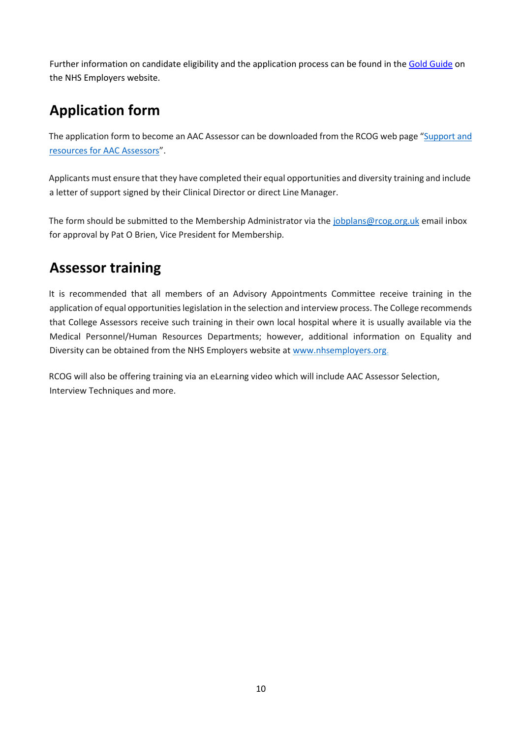Further information on candidate eligibility and the application process can be found in the [Gold Guide](Gold Guide) on the NHS Employers website.

## Application form

The application form to become an AAC Assessor can be downloaded from the RCOG web page "[Support and resources for AAC Assessors](Support and resources for AAC Assessors)".

Applicants must ensure that they have completed their equal opportunities and diversity training and include a letter of support signed by their Clinical Director or direct Line Manager.

The form should be submitted to the Membership Administrator via the jobplans@rcog.org.uk email inbox for approval by Pat O Brien, Vice President for Membership.

## Assessor training

It is recommended that all members of an Advisory Appointments Committee receive training in the application of equal opportunities legislation in the selection and interview process. The College recommends that College Assessors receive such training in their own local hospital where it is usually available via the Medical Personnel/Human Resources Departments; however, additional information on Equality and Diversity can be obtained from the NHS Employers website at www.nhsemployers.org.

RCOG will also be offering training via an eLearning video which will include AAC Assessor Selection, Interview Techniques and more.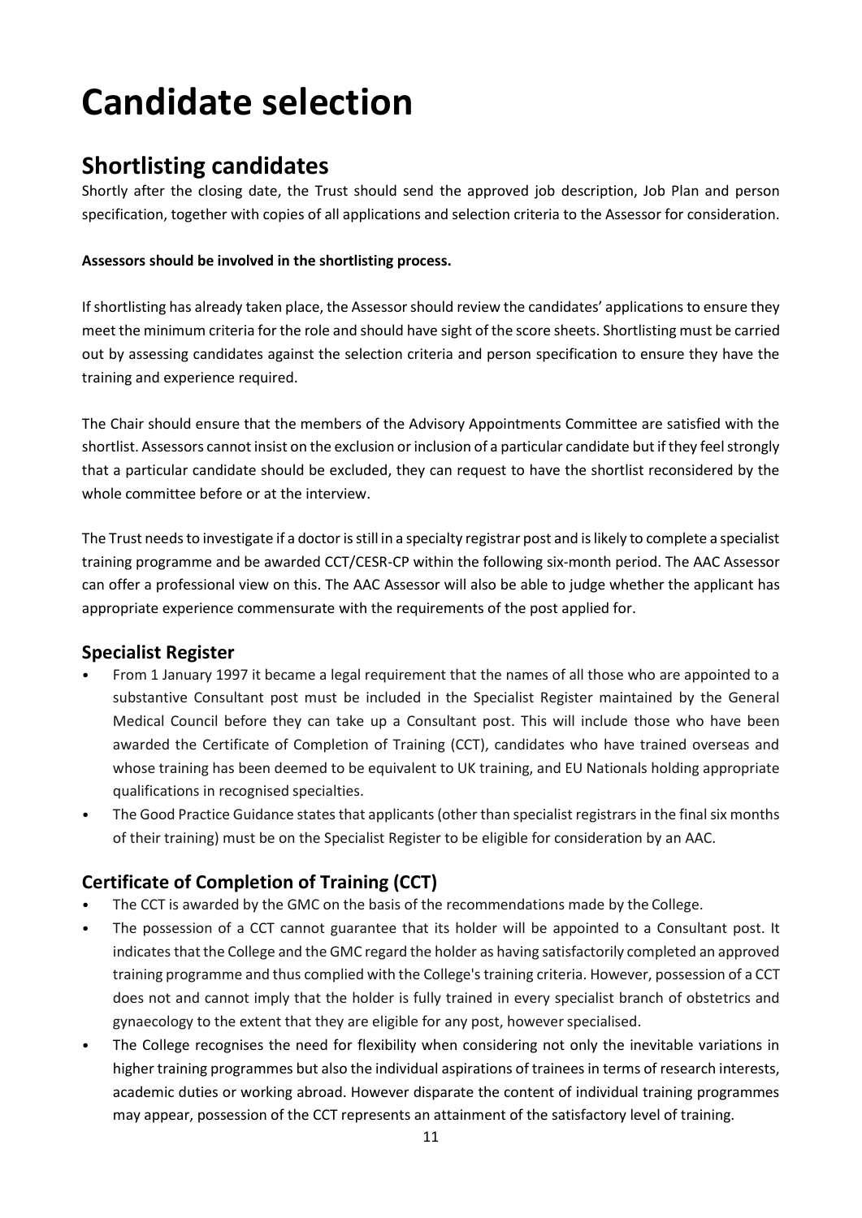# Candidate selection

## Shortlisting candidates

Shortly after the closing date, the Trust should send the approved job description, Job Plan and person specification, together with copies of all applications and selection criteria to the Assessor for consideration.

**Assessors should be involved in the shortlisting process.**

If shortlisting has already taken place, the Assessor should review the candidates' applications to ensure they meet the minimum criteria for the role and should have sight of the score sheets. Shortlisting must be carried out by assessing candidates against the selection criteria and person specification to ensure they have the training and experience required.

The Chair should ensure that the members of the Advisory Appointments Committee are satisfied with the shortlist. Assessors cannot insist on the exclusion or inclusion of a particular candidate but if they feel strongly that a particular candidate should be excluded, they can request to have the shortlist reconsidered by the whole committee before or at the interview.

The Trust needs to investigate if a doctor is still in a specialty registrar post and is likely to complete a specialist training programme and be awarded CCT/CESR-CP within the following six-month period. The AAC Assessor can offer a professional view on this. The AAC Assessor will also be able to judge whether the applicant has appropriate experience commensurate with the requirements of the post applied for.

### Specialist Register

- From 1 January 1997 it became a legal requirement that the names of all those who are appointed to a substantive Consultant post must be included in the Specialist Register maintained by the General Medical Council before they can take up a Consultant post. This will include those who have been awarded the Certificate of Completion of Training (CCT), candidates who have trained overseas and whose training has been deemed to be equivalent to UK training, and EU Nationals holding appropriate qualifications in recognised specialties.
- The Good Practice Guidance states that applicants (other than specialist registrars in the final six months of their training) must be on the Specialist Register to be eligible for consideration by an AAC.

### Certificate of Completion of Training (CCT)

- The CCT is awarded by the GMC on the basis of the recommendations made by the College.
- The possession of a CCT cannot guarantee that its holder will be appointed to a Consultant post. It indicates that the College and the GMC regard the holder as having satisfactorily completed an approved training programme and thus complied with the College's training criteria. However, possession of a CCT does not and cannot imply that the holder is fully trained in every specialist branch of obstetrics and gynaecology to the extent that they are eligible for any post, however specialised.
- The College recognises the need for flexibility when considering not only the inevitable variations in higher training programmes but also the individual aspirations of trainees in terms of research interests, academic duties or working abroad. However disparate the content of individual training programmes may appear, possession of the CCT represents an attainment of the satisfactory level of training.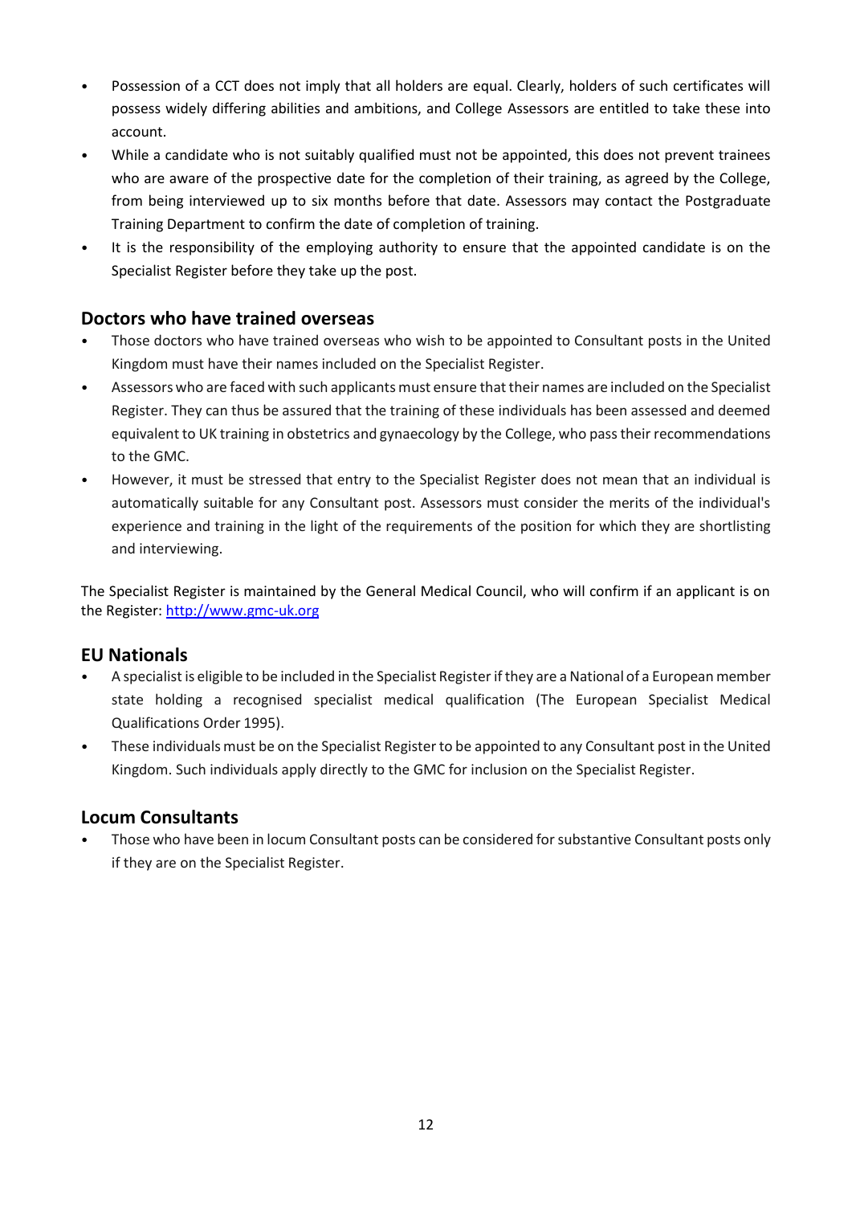- Possession of a CCT does not imply that all holders are equal. Clearly, holders of such certificates will possess widely differing abilities and ambitions, and College Assessors are entitled to take these into account.
- While a candidate who is not suitably qualified must not be appointed, this does not prevent trainees who are aware of the prospective date for the completion of their training, as agreed by the College, from being interviewed up to six months before that date. Assessors may contact the Postgraduate Training Department to confirm the date of completion of training.
- It is the responsibility of the employing authority to ensure that the appointed candidate is on the Specialist Register before they take up the post.

## Doctors who have trained overseas

- Those doctors who have trained overseas who wish to be appointed to Consultant posts in the United Kingdom must have their names included on the Specialist Register.
- Assessors who are faced with such applicants must ensure that their names are included on the Specialist Register. They can thus be assured that the training of these individuals has been assessed and deemed equivalent to UK training in obstetrics and gynaecology by the College, who pass their recommendations to the GMC.
- However, it must be stressed that entry to the Specialist Register does not mean that an individual is automatically suitable for any Consultant post. Assessors must consider the merits of the individual's experience and training in the light of the requirements of the position for which they are shortlisting and interviewing.

The Specialist Register is maintained by the General Medical Council, who will confirm if an applicant is on the Register: [http://www.gmc-uk.org](http://www.gmc-uk.org)

## EU Nationals

- A specialist is eligible to be included in the Specialist Register if they are a National of a European member state holding a recognised specialist medical qualification (The European Specialist Medical Qualifications Order 1995).
- These individuals must be on the Specialist Register to be appointed to any Consultant post in the United Kingdom. Such individuals apply directly to the GMC for inclusion on the Specialist Register.

## Locum Consultants

- Those who have been in locum Consultant posts can be considered for substantive Consultant posts only if they are on the Specialist Register.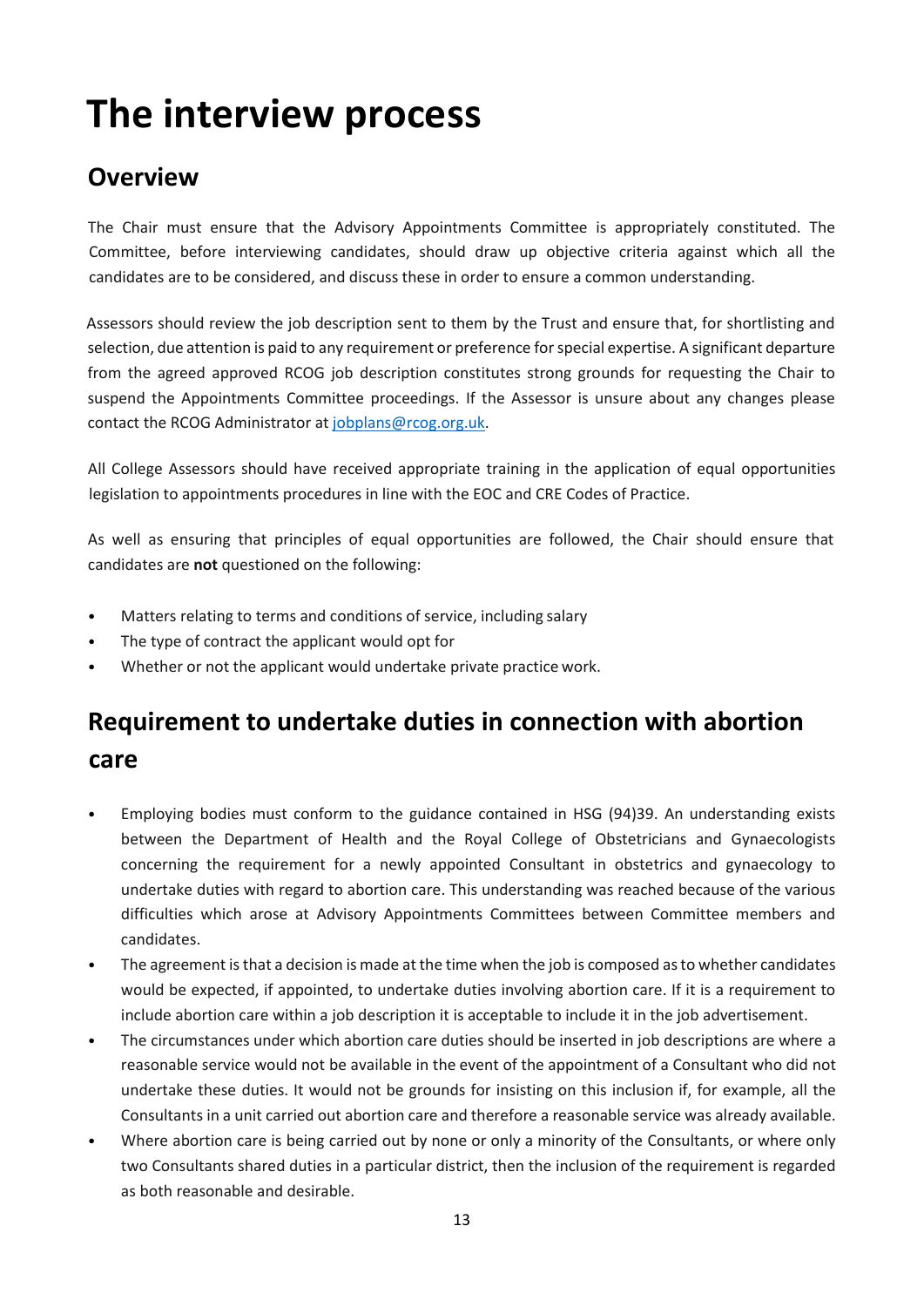# The interview process

## Overview

The Chair must ensure that the Advisory Appointments Committee is appropriately constituted. The Committee, before interviewing candidates, should draw up objective criteria against which all the candidates are to be considered, and discuss these in order to ensure a common understanding.

Assessors should review the job description sent to them by the Trust and ensure that, for shortlisting and selection, due attention is paid to any requirement or preference for special expertise. A significant departure from the agreed approved RCOG job description constitutes strong grounds for requesting the Chair to suspend the Appointments Committee proceedings. If the Assessor is unsure about any changes please contact the RCOG Administrator at jobplans@rcog.org.uk.

All College Assessors should have received appropriate training in the application of equal opportunities legislation to appointments procedures in line with the EOC and CRE Codes of Practice.

As well as ensuring that principles of equal opportunities are followed, the Chair should ensure that candidates are **not** questioned on the following:

- Matters relating to terms and conditions of service, including salary
- The type of contract the applicant would opt for
- Whether or not the applicant would undertake private practice work.

## Requirement to undertake duties in connection with abortion care

- Employing bodies must conform to the guidance contained in HSG (94)39. An understanding exists between the Department of Health and the Royal College of Obstetricians and Gynaecologists concerning the requirement for a newly appointed Consultant in obstetrics and gynaecology to undertake duties with regard to abortion care. This understanding was reached because of the various difficulties which arose at Advisory Appointments Committees between Committee members and candidates.
- The agreement is that a decision is made at the time when the job is composed as to whether candidates would be expected, if appointed, to undertake duties involving abortion care. If it is a requirement to include abortion care within a job description it is acceptable to include it in the job advertisement.
- The circumstances under which abortion care duties should be inserted in job descriptions are where a reasonable service would not be available in the event of the appointment of a Consultant who did not undertake these duties. It would not be grounds for insisting on this inclusion if, for example, all the Consultants in a unit carried out abortion care and therefore a reasonable service was already available.
- Where abortion care is being carried out by none or only a minority of the Consultants, or where only two Consultants shared duties in a particular district, then the inclusion of the requirement is regarded as both reasonable and desirable.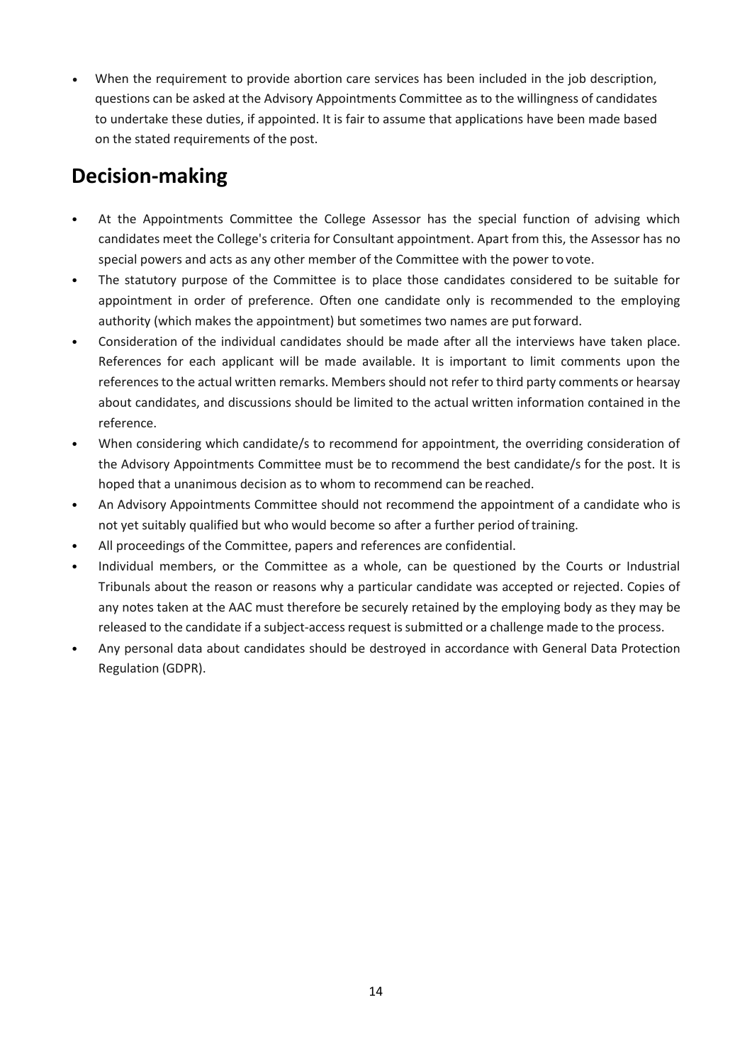- When the requirement to provide abortion care services has been included in the job description, questions can be asked at the Advisory Appointments Committee as to the willingness of candidates to undertake these duties, if appointed. It is fair to assume that applications have been made based on the stated requirements of the post.

## Decision-making

- At the Appointments Committee the College Assessor has the special function of advising which candidates meet the College's criteria for Consultant appointment. Apart from this, the Assessor has no special powers and acts as any other member of the Committee with the power to vote.
- The statutory purpose of the Committee is to place those candidates considered to be suitable for appointment in order of preference. Often one candidate only is recommended to the employing authority (which makes the appointment) but sometimes two names are put forward.
- Consideration of the individual candidates should be made after all the interviews have taken place. References for each applicant will be made available. It is important to limit comments upon the references to the actual written remarks. Members should not refer to third party comments or hearsay about candidates, and discussions should be limited to the actual written information contained in the reference.
- When considering which candidate/s to recommend for appointment, the overriding consideration of the Advisory Appointments Committee must be to recommend the best candidate/s for the post. It is hoped that a unanimous decision as to whom to recommend can be reached.
- An Advisory Appointments Committee should not recommend the appointment of a candidate who is not yet suitably qualified but who would become so after a further period of training.
- All proceedings of the Committee, papers and references are confidential.
- Individual members, or the Committee as a whole, can be questioned by the Courts or Industrial Tribunals about the reason or reasons why a particular candidate was accepted or rejected. Copies of any notes taken at the AAC must therefore be securely retained by the employing body as they may be released to the candidate if a subject-access request is submitted or a challenge made to the process.
- Any personal data about candidates should be destroyed in accordance with General Data Protection Regulation (GDPR).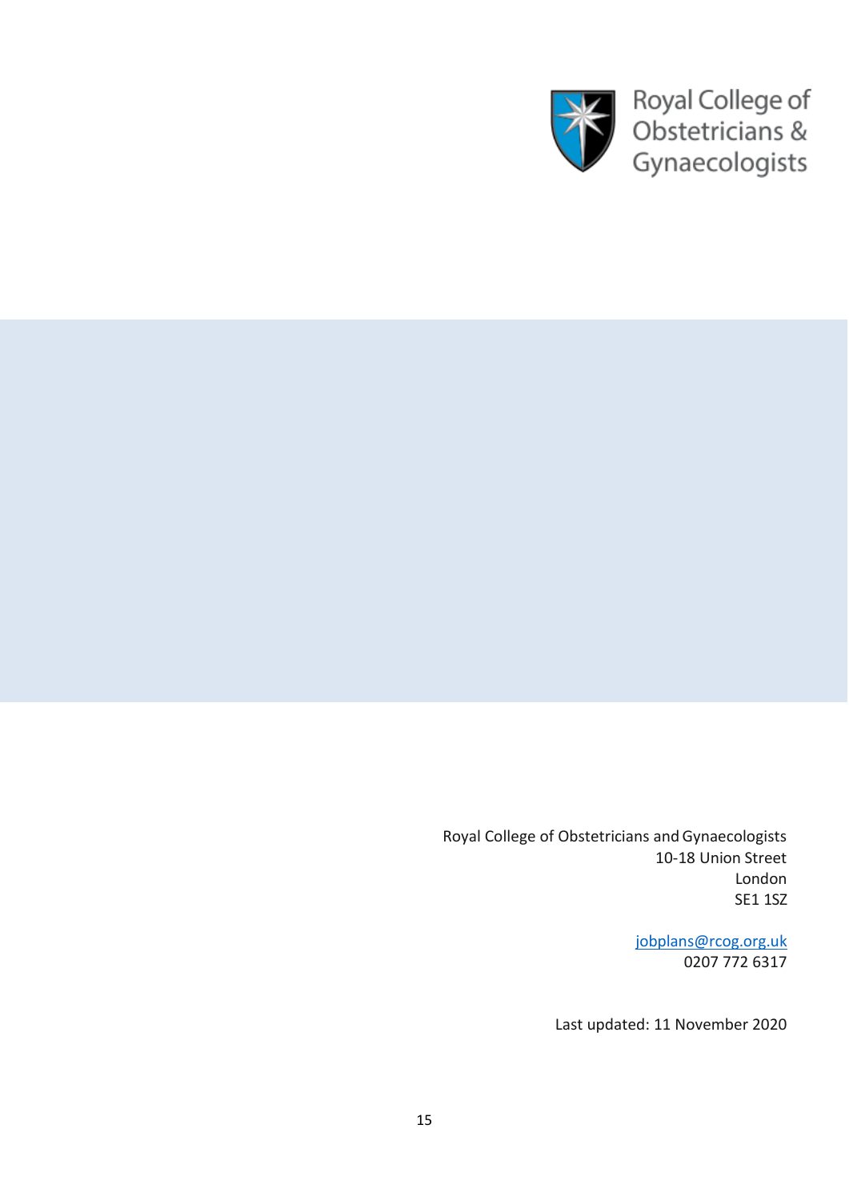Royal College of Obstetricians & Gynaecologists

Royal College of Obstetricians and Gynaecologists
10-18 Union Street
London
SE1 1SZ

jobplans@rcog.org.uk
0207 772 6317

Last updated: 11 November 2020